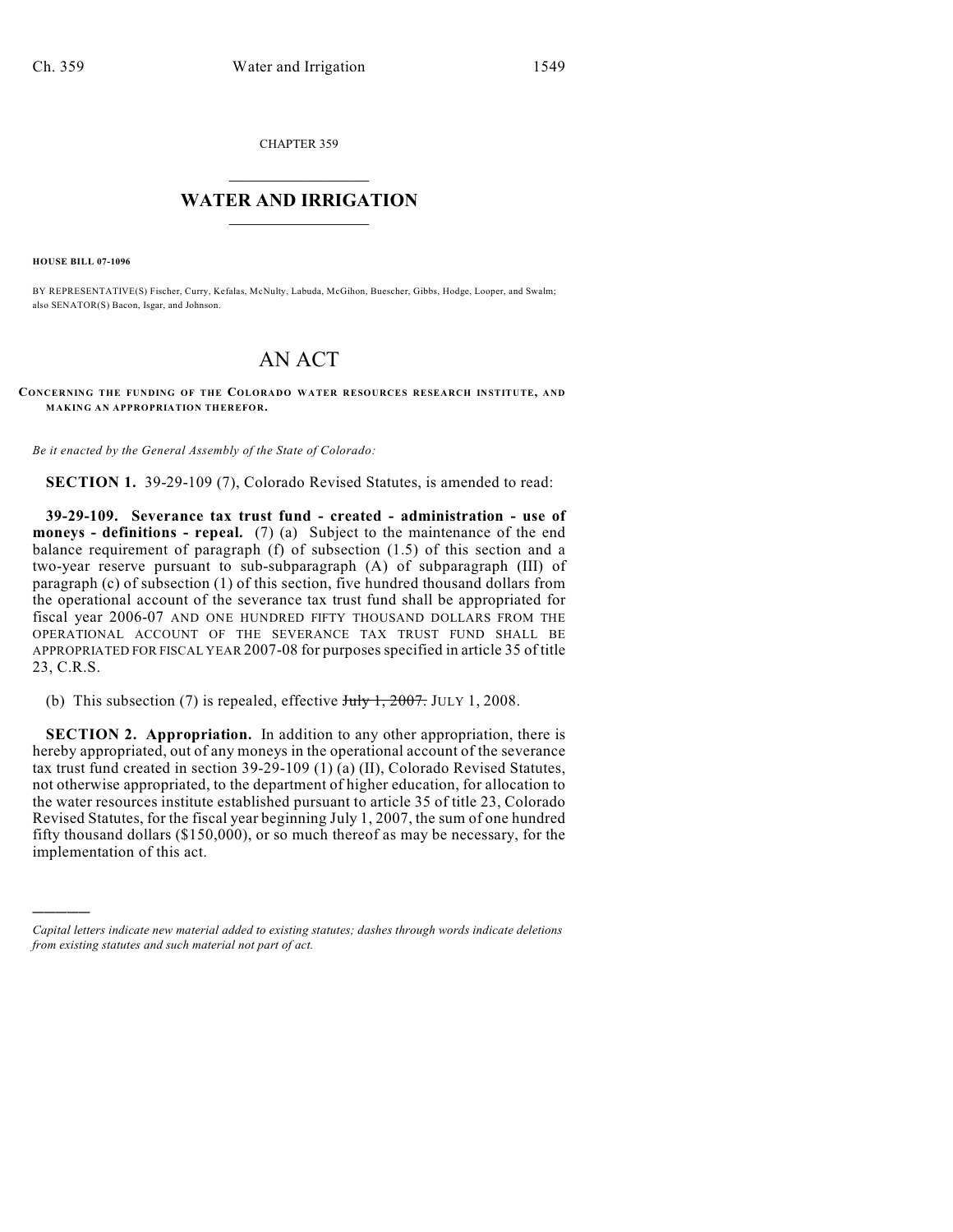CHAPTER 359

# WATER AND IRRIGATION

**HOUSE BILL 07-1096**

BY REPRESENTATIVE(S) Fischer, Curry, Kefalas, McNulty, Labuda, McGihon, Buescher, Gibbs, Hodge, Looper, and Swalm; also SENATOR(S) Bacon, Isgar, and Johnson.

# AN ACT

**CONCERNING THE FUNDING OF THE COLORADO WATER RESOURCES RESEARCH INSTITUTE, AND MAKING AN APPROPRIATION THEREFOR.**

*Be it enacted by the General Assembly of the State of Colorado:*

**SECTION 1.** 39-29-109 (7), Colorado Revised Statutes, is amended to read:

**39-29-109. Severance tax trust fund - created - administration - use of moneys - definitions - repeal.** (7) (a) Subject to the maintenance of the end balance requirement of paragraph (f) of subsection (1.5) of this section and a two-year reserve pursuant to sub-subparagraph (A) of subparagraph (III) of paragraph (c) of subsection (1) of this section, five hundred thousand dollars from the operational account of the severance tax trust fund shall be appropriated for fiscal year 2006-07 AND ONE HUNDRED FIFTY THOUSAND DOLLARS FROM THE OPERATIONAL ACCOUNT OF THE SEVERANCE TAX TRUST FUND SHALL BE APPROPRIATED FOR FISCAL YEAR 2007-08 for purposes specified in article 35 of title 23, C.R.S.

(b) This subsection (7) is repealed, effective ~~July 1, 2007.~~ JULY 1, 2008.

**SECTION 2. Appropriation.** In addition to any other appropriation, there is hereby appropriated, out of any moneys in the operational account of the severance tax trust fund created in section 39-29-109 (1) (a) (II), Colorado Revised Statutes, not otherwise appropriated, to the department of higher education, for allocation to the water resources institute established pursuant to article 35 of title 23, Colorado Revised Statutes, for the fiscal year beginning July 1, 2007, the sum of one hundred fifty thousand dollars ($150,000), or so much thereof as may be necessary, for the implementation of this act.

---

*Capital letters indicate new material added to existing statutes; dashes through words indicate deletions from existing statutes and such material not part of act.*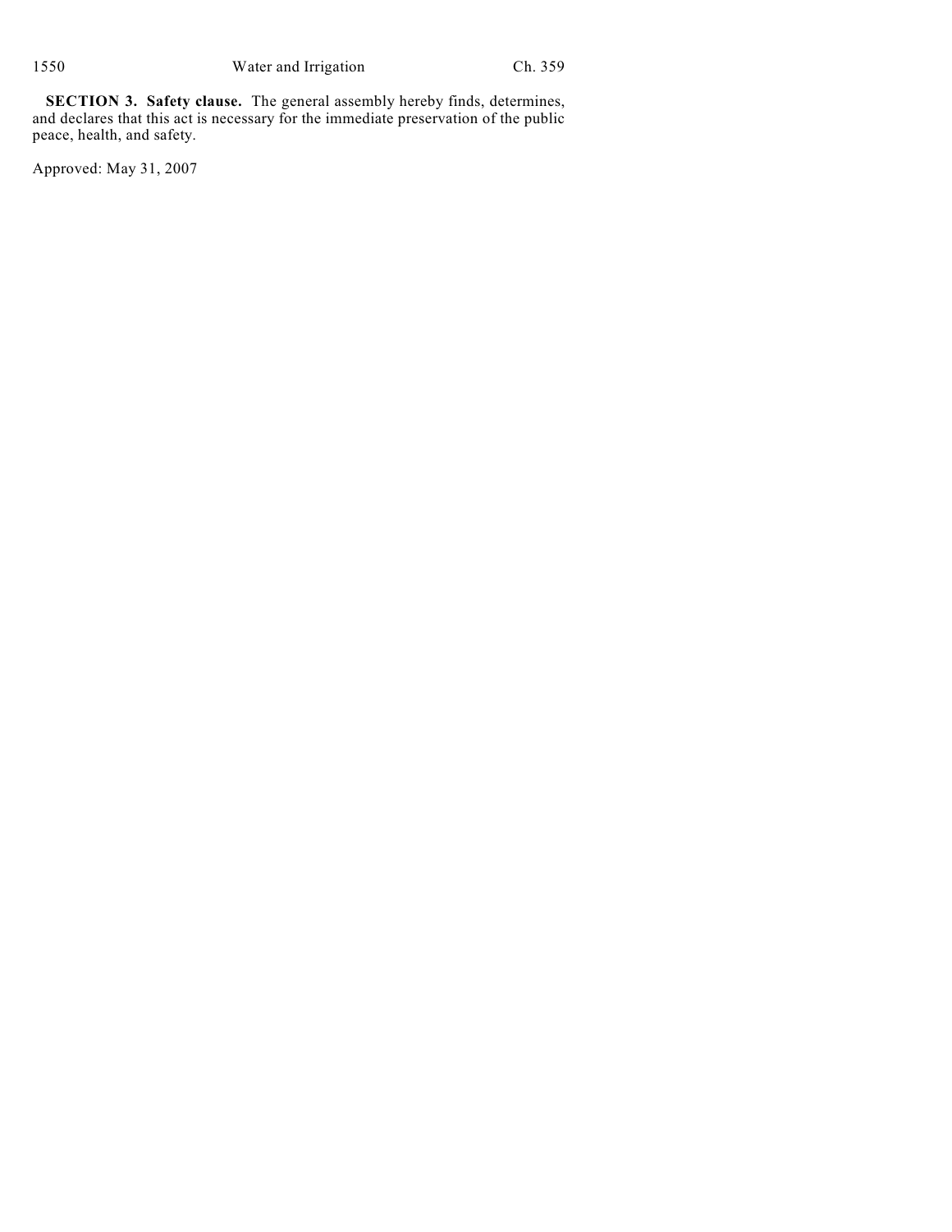**SECTION 3. Safety clause.** The general assembly hereby finds, determines, and declares that this act is necessary for the immediate preservation of the public peace, health, and safety.

Approved: May 31, 2007